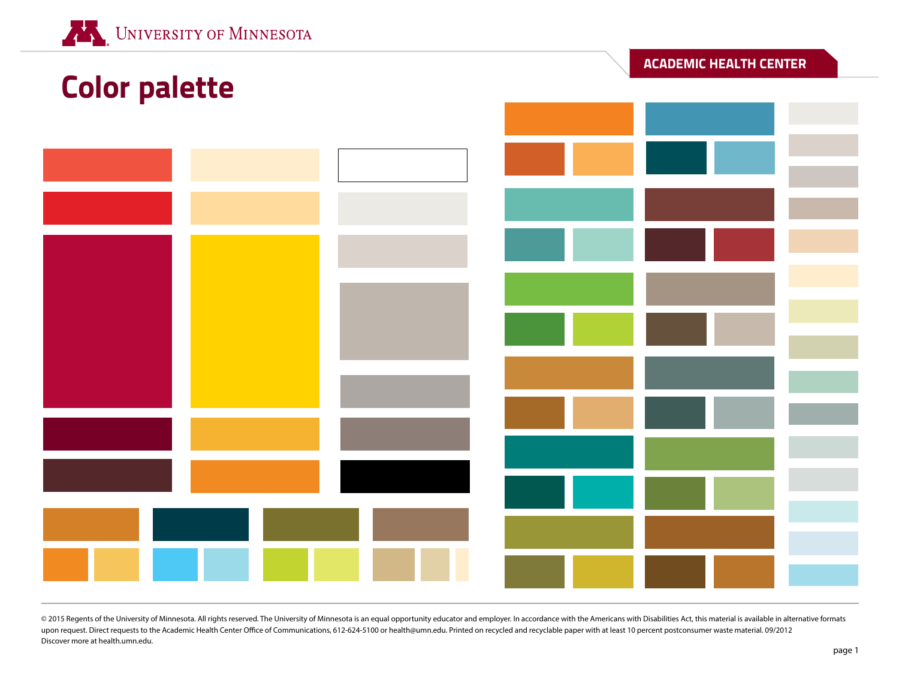University of Minnesota

ACADEMIC HEALTH CENTER

# Color palette

© 2015 Regents of the University of Minnesota. All rights reserved. The University of Minnesota is an equal opportunity educator and employer. In accordance with the Americans with Disabilities Act, this material is available in alternative formats upon request. Direct requests to the Academic Health Center Office of Communications, 612-624-5100 or health@umn.edu. Printed on recycled and recyclable paper with at least 10 percent postconsumer waste material. 09/2012
Discover more at health.umn.edu.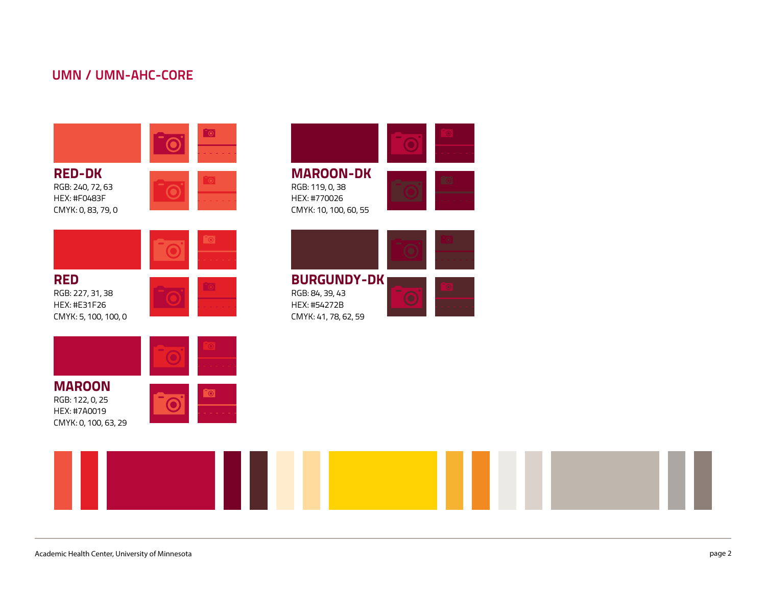## UMN / UMN-AHC-CORE

### RED-DK
RGB: 240, 72, 63
HEX: #F0483F
CMYK: 0, 83, 79, 0

### RED
RGB: 227, 31, 38
HEX: #E31F26
CMYK: 5, 100, 100, 0

### MAROON
RGB: 122, 0, 25
HEX: #7A0019
CMYK: 0, 100, 63, 29

### MAROON-DK
RGB: 119, 0, 38
HEX: #770026
CMYK: 10, 100, 60, 55

### BURGUNDY-DK
RGB: 84, 39, 43
HEX: #54272B
CMYK: 41, 78, 62, 59

Academic Health Center, University of Minnesota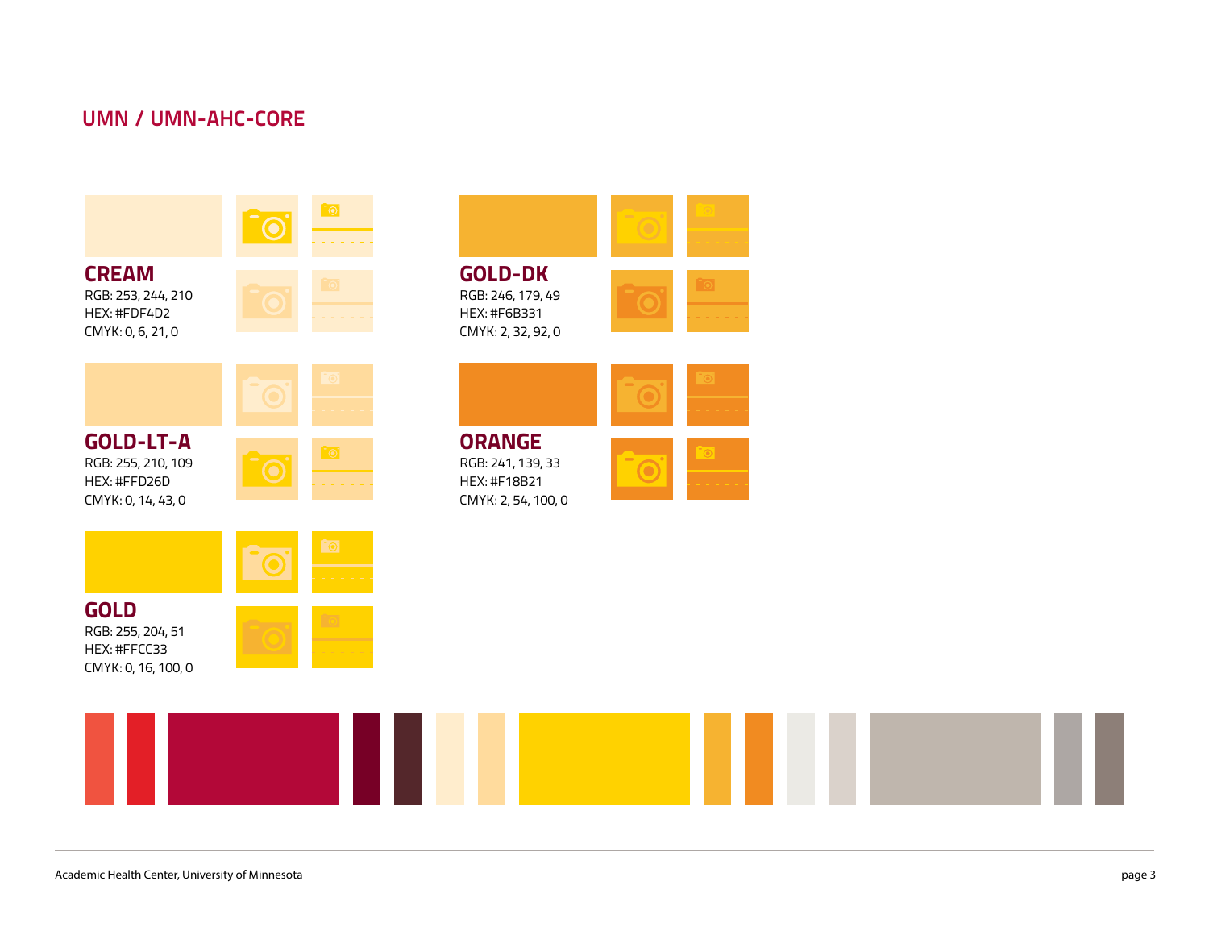## UMN / UMN-AHC-CORE

### CREAM
RGB: 253, 244, 210
HEX: #FDF4D2
CMYK: 0, 6, 21, 0

### GOLD-LT-A
RGB: 255, 210, 109
HEX: #FFD26D
CMYK: 0, 14, 43, 0

### GOLD
RGB: 255, 204, 51
HEX: #FFCC33
CMYK: 0, 16, 100, 0

### GOLD-DK
RGB: 246, 179, 49
HEX: #F6B331
CMYK: 2, 32, 92, 0

### ORANGE
RGB: 241, 139, 33
HEX: #F18B21
CMYK: 2, 54, 100, 0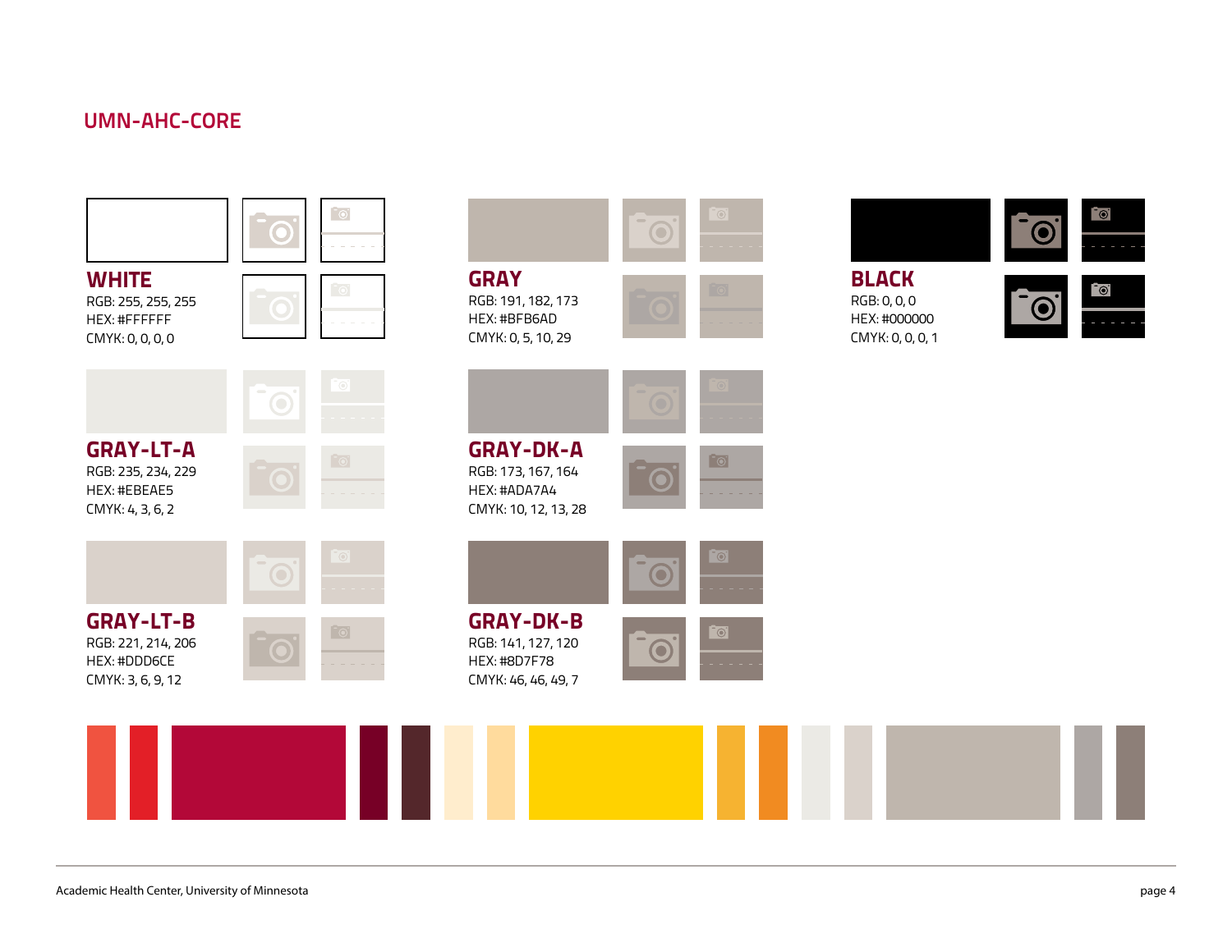## UMN-AHC-CORE

### WHITE
RGB: 255, 255, 255
HEX: #FFFFFF
CMYK: 0, 0, 0, 0

### GRAY
RGB: 191, 182, 173
HEX: #BFB6AD
CMYK: 0, 5, 10, 29

### BLACK
RGB: 0, 0, 0
HEX: #000000
CMYK: 0, 0, 0, 1

### GRAY-LT-A
RGB: 235, 234, 229
HEX: #EBEAE5
CMYK: 4, 3, 6, 2

### GRAY-DK-A
RGB: 173, 167, 164
HEX: #ADA7A4
CMYK: 10, 12, 13, 28

### GRAY-LT-B
RGB: 221, 214, 206
HEX: #DDD6CE
CMYK: 3, 6, 9, 12

### GRAY-DK-B
RGB: 141, 127, 120
HEX: #8D7F78
CMYK: 46, 46, 49, 7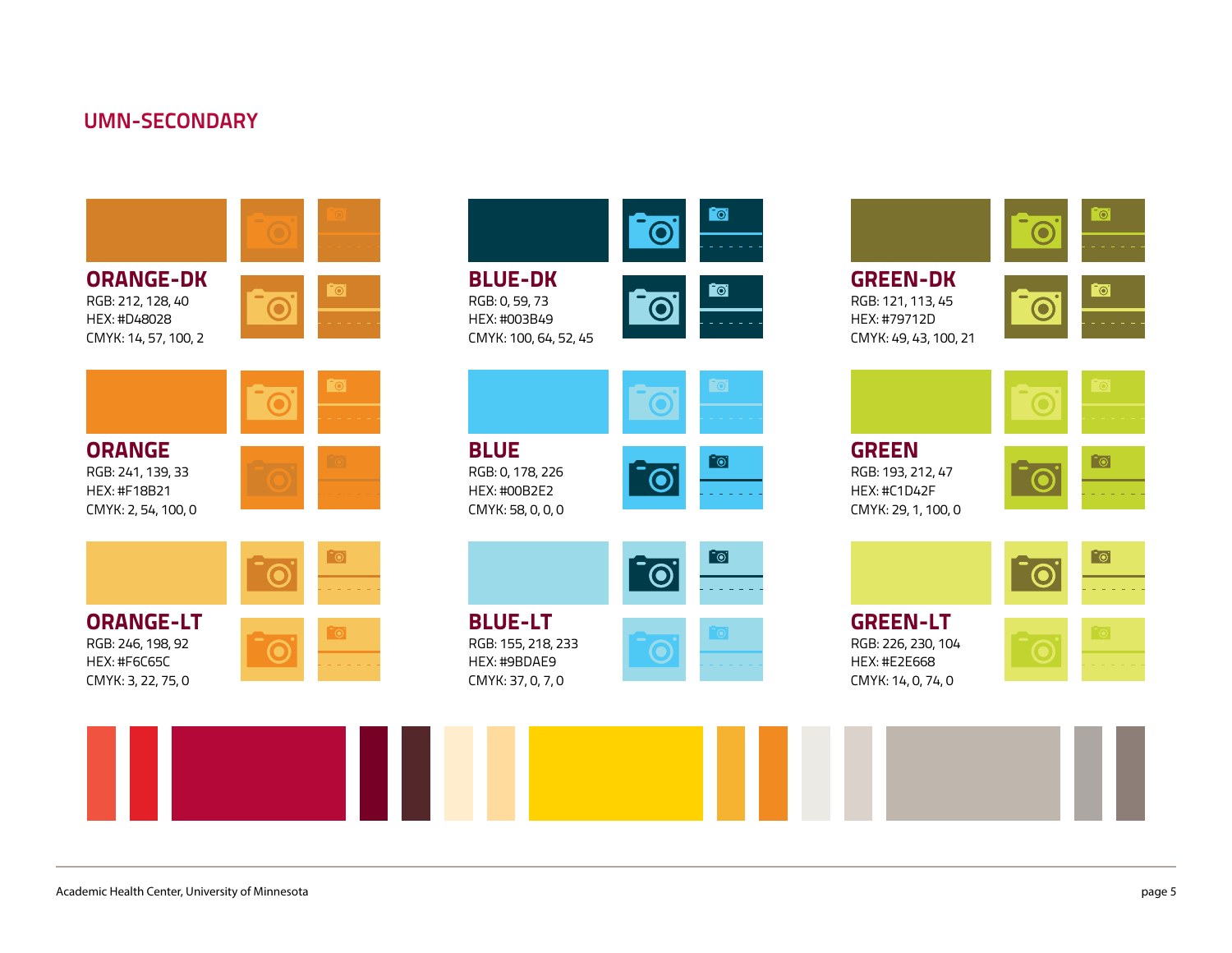## UMN-SECONDARY

### ORANGE-DK
RGB: 212, 128, 40
HEX: #D48028
CMYK: 14, 57, 100, 2

### ORANGE
RGB: 241, 139, 33
HEX: #F18B21
CMYK: 2, 54, 100, 0

### ORANGE-LT
RGB: 246, 198, 92
HEX: #F6C65C
CMYK: 3, 22, 75, 0

### BLUE-DK
RGB: 0, 59, 73
HEX: #003B49
CMYK: 100, 64, 52, 45

### BLUE
RGB: 0, 178, 226
HEX: #00B2E2
CMYK: 58, 0, 0, 0

### BLUE-LT
RGB: 155, 218, 233
HEX: #9BDAE9
CMYK: 37, 0, 7, 0

### GREEN-DK
RGB: 121, 113, 45
HEX: #79712D
CMYK: 49, 43, 100, 21

### GREEN
RGB: 193, 212, 47
HEX: #C1D42F
CMYK: 29, 1, 100, 0

### GREEN-LT
RGB: 226, 230, 104
HEX: #E2E668
CMYK: 14, 0, 74, 0

Academic Health Center, University of Minnesota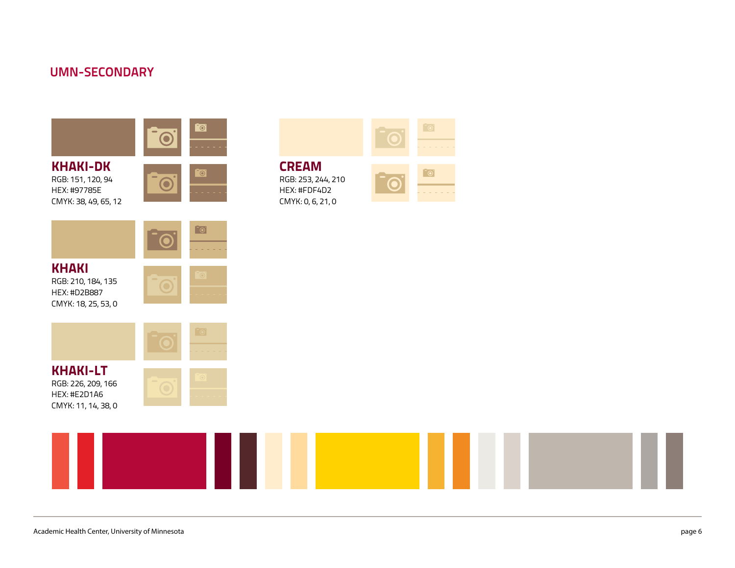## UMN-SECONDARY

### KHAKI-DK
RGB: 151, 120, 94
HEX: #97785E
CMYK: 38, 49, 65, 12

### CREAM
RGB: 253, 244, 210
HEX: #FDF4D2
CMYK: 0, 6, 21, 0

### KHAKI
RGB: 210, 184, 135
HEX: #D2B887
CMYK: 18, 25, 53, 0

### KHAKI-LT
RGB: 226, 209, 166
HEX: #E2D1A6
CMYK: 11, 14, 38, 0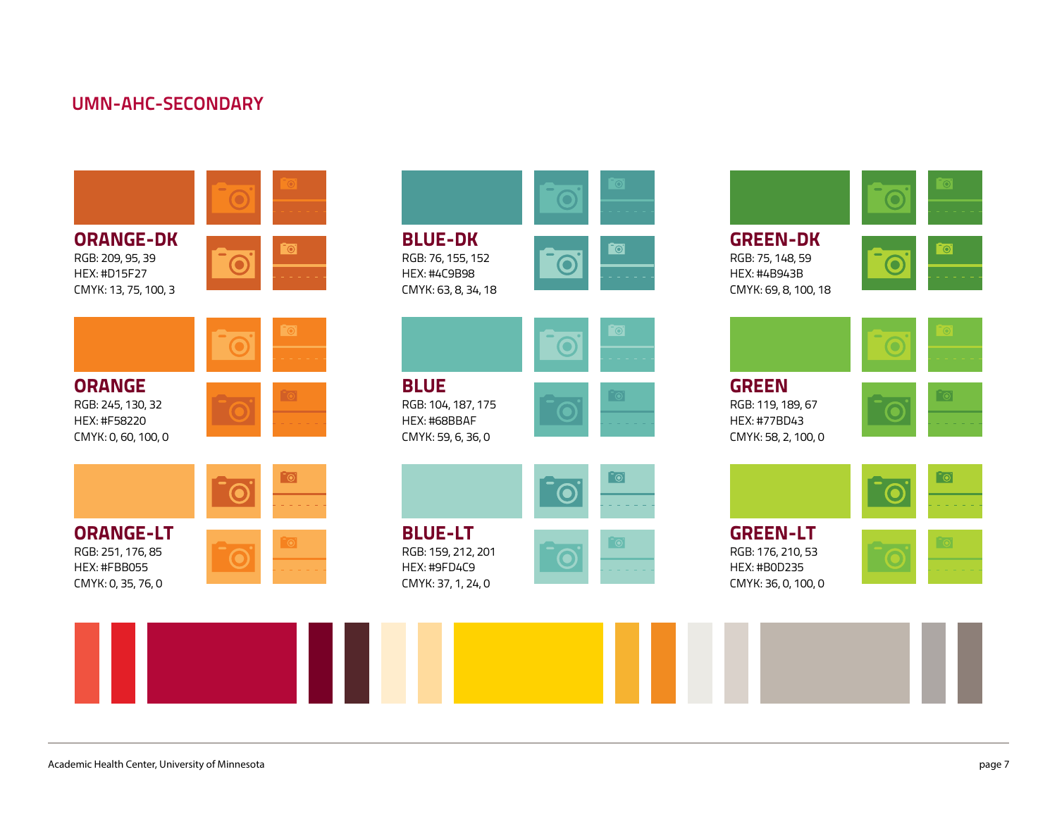## UMN-AHC-SECONDARY

### ORANGE-DK
RGB: 209, 95, 39
HEX: #D15F27
CMYK: 13, 75, 100, 3

### ORANGE
RGB: 245, 130, 32
HEX: #F58220
CMYK: 0, 60, 100, 0

### ORANGE-LT
RGB: 251, 176, 85
HEX: #FBB055
CMYK: 0, 35, 76, 0

### BLUE-DK
RGB: 76, 155, 152
HEX: #4C9B98
CMYK: 63, 8, 34, 18

### BLUE
RGB: 104, 187, 175
HEX: #68BBAF
CMYK: 59, 6, 36, 0

### BLUE-LT
RGB: 159, 212, 201
HEX: #9FD4C9
CMYK: 37, 1, 24, 0

### GREEN-DK
RGB: 75, 148, 59
HEX: #4B943B
CMYK: 69, 8, 100, 18

### GREEN
RGB: 119, 189, 67
HEX: #77BD43
CMYK: 58, 2, 100, 0

### GREEN-LT
RGB: 176, 210, 53
HEX: #B0D235
CMYK: 36, 0, 100, 0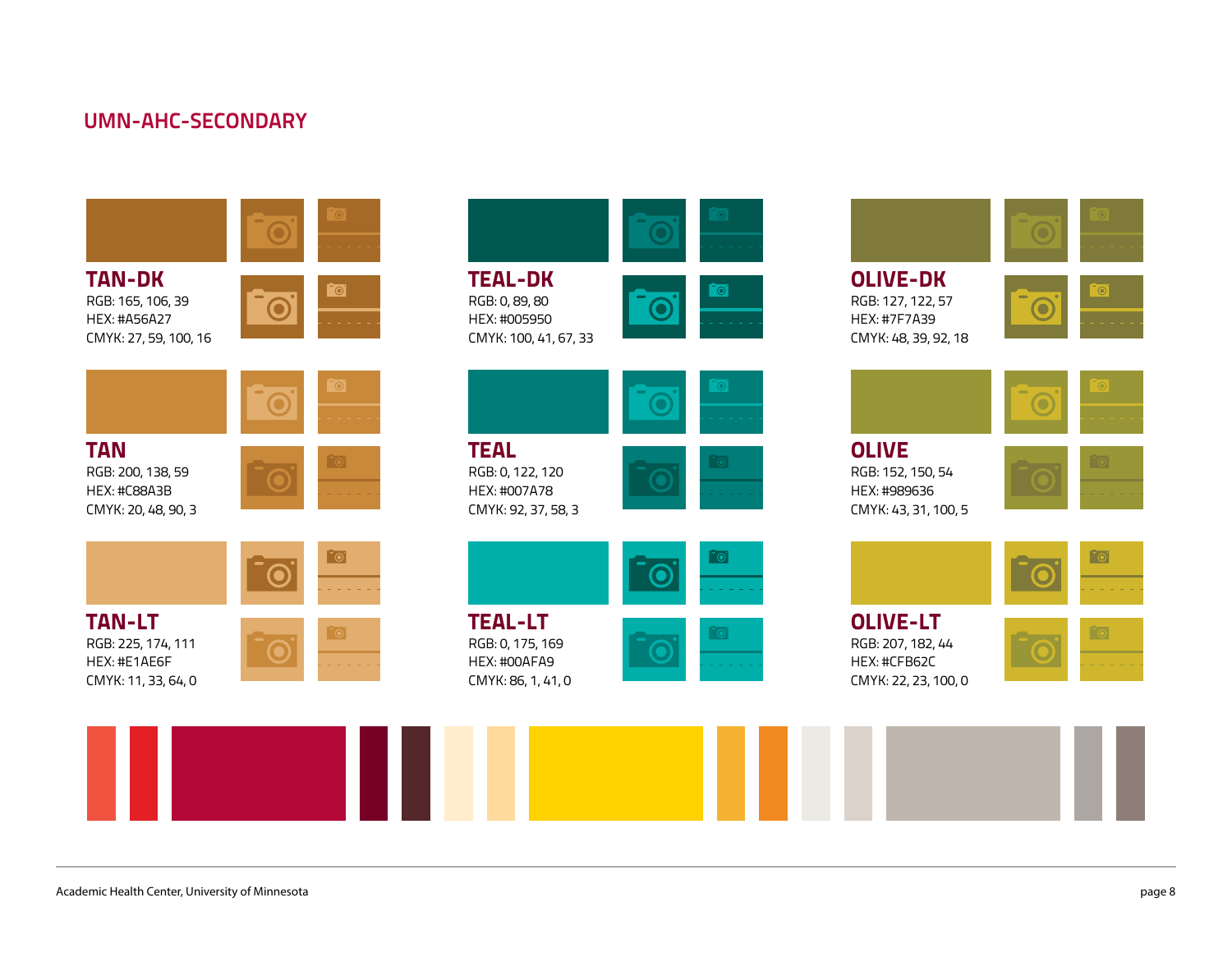## UMN-AHC-SECONDARY

### TAN-DK
RGB: 165, 106, 39
HEX: #A56A27
CMYK: 27, 59, 100, 16

### TAN
RGB: 200, 138, 59
HEX: #C88A3B
CMYK: 20, 48, 90, 3

### TAN-LT
RGB: 225, 174, 111
HEX: #E1AE6F
CMYK: 11, 33, 64, 0

### TEAL-DK
RGB: 0, 89, 80
HEX: #005950
CMYK: 100, 41, 67, 33

### TEAL
RGB: 0, 122, 120
HEX: #007A78
CMYK: 92, 37, 58, 3

### TEAL-LT
RGB: 0, 175, 169
HEX: #00AFA9
CMYK: 86, 1, 41, 0

### OLIVE-DK
RGB: 127, 122, 57
HEX: #7F7A39
CMYK: 48, 39, 92, 18

### OLIVE
RGB: 152, 150, 54
HEX: #989636
CMYK: 43, 31, 100, 5

### OLIVE-LT
RGB: 207, 182, 44
HEX: #CFB62C
CMYK: 22, 23, 100, 0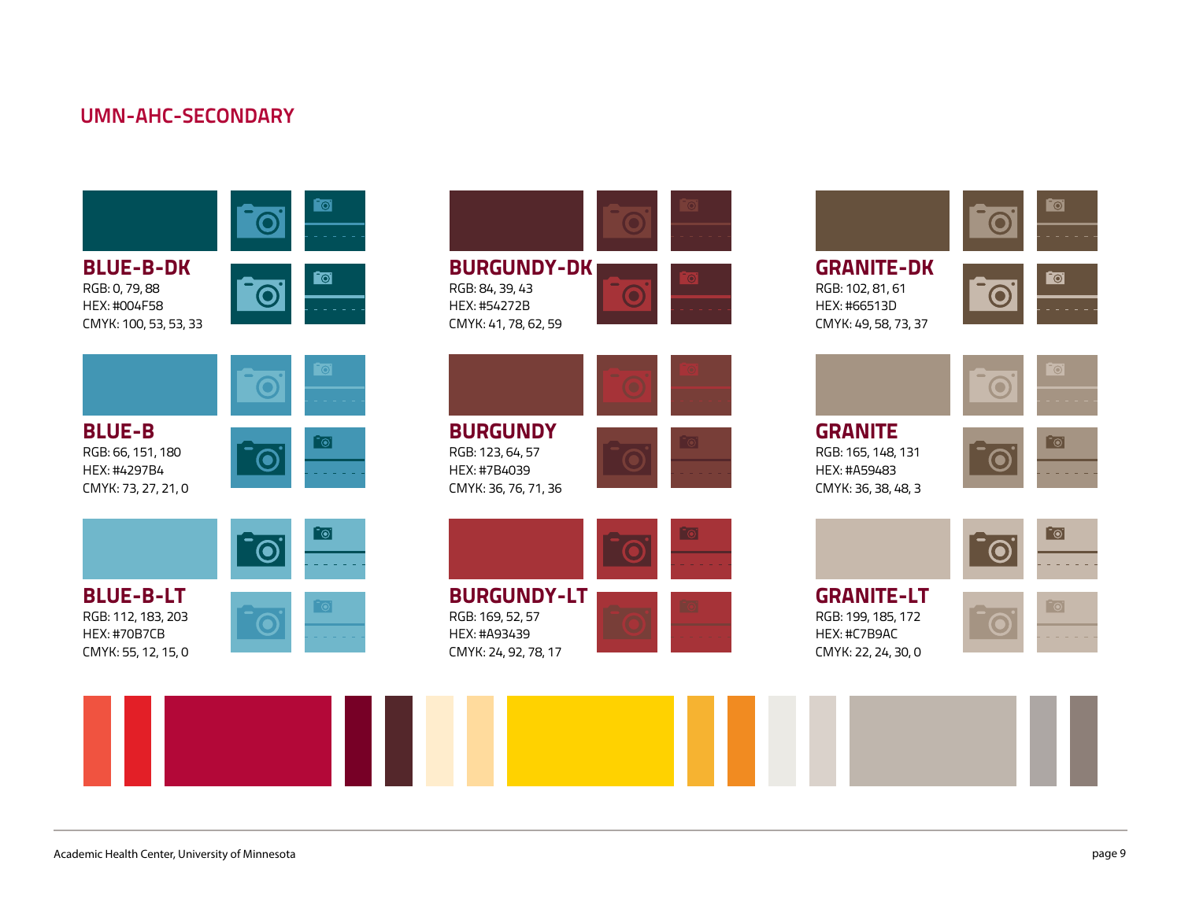## UMN-AHC-SECONDARY

### BLUE-B-DK
RGB: 0, 79, 88
HEX: #004F58
CMYK: 100, 53, 53, 33

### BLUE-B
RGB: 66, 151, 180
HEX: #4297B4
CMYK: 73, 27, 21, 0

### BLUE-B-LT
RGB: 112, 183, 203
HEX: #70B7CB
CMYK: 55, 12, 15, 0

### BURGUNDY-DK
RGB: 84, 39, 43
HEX: #54272B
CMYK: 41, 78, 62, 59

### BURGUNDY
RGB: 123, 64, 57
HEX: #7B4039
CMYK: 36, 76, 71, 36

### BURGUNDY-LT
RGB: 169, 52, 57
HEX: #A93439
CMYK: 24, 92, 78, 17

### GRANITE-DK
RGB: 102, 81, 61
HEX: #66513D
CMYK: 49, 58, 73, 37

### GRANITE
RGB: 165, 148, 131
HEX: #A59483
CMYK: 36, 38, 48, 3

### GRANITE-LT
RGB: 199, 185, 172
HEX: #C7B9AC
CMYK: 22, 24, 30, 0

Academic Health Center, University of Minnesota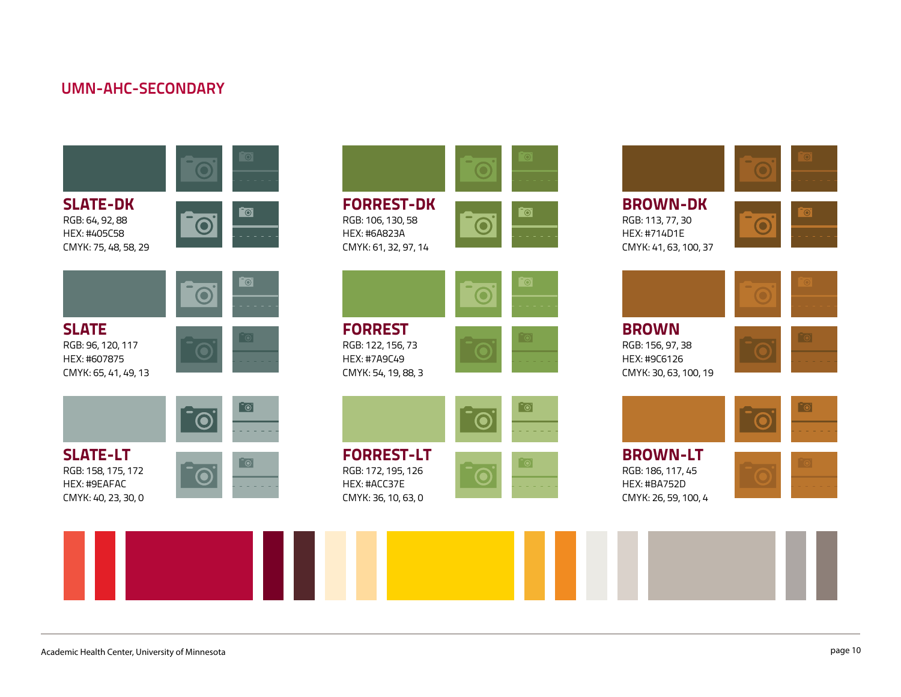## UMN-AHC-SECONDARY

### SLATE-DK
RGB: 64, 92, 88
HEX: #405C58
CMYK: 75, 48, 58, 29

### SLATE
RGB: 96, 120, 117
HEX: #607875
CMYK: 65, 41, 49, 13

### SLATE-LT
RGB: 158, 175, 172
HEX: #9EAFAC
CMYK: 40, 23, 30, 0

### FORREST-DK
RGB: 106, 130, 58
HEX: #6A823A
CMYK: 61, 32, 97, 14

### FORREST
RGB: 122, 156, 73
HEX: #7A9C49
CMYK: 54, 19, 88, 3

### FORREST-LT
RGB: 172, 195, 126
HEX: #ACC37E
CMYK: 36, 10, 63, 0

### BROWN-DK
RGB: 113, 77, 30
HEX: #714D1E
CMYK: 41, 63, 100, 37

### BROWN
RGB: 156, 97, 38
HEX: #9C6126
CMYK: 30, 63, 100, 19

### BROWN-LT
RGB: 186, 117, 45
HEX: #BA752D
CMYK: 26, 59, 100, 4

Academic Health Center, University of Minnesota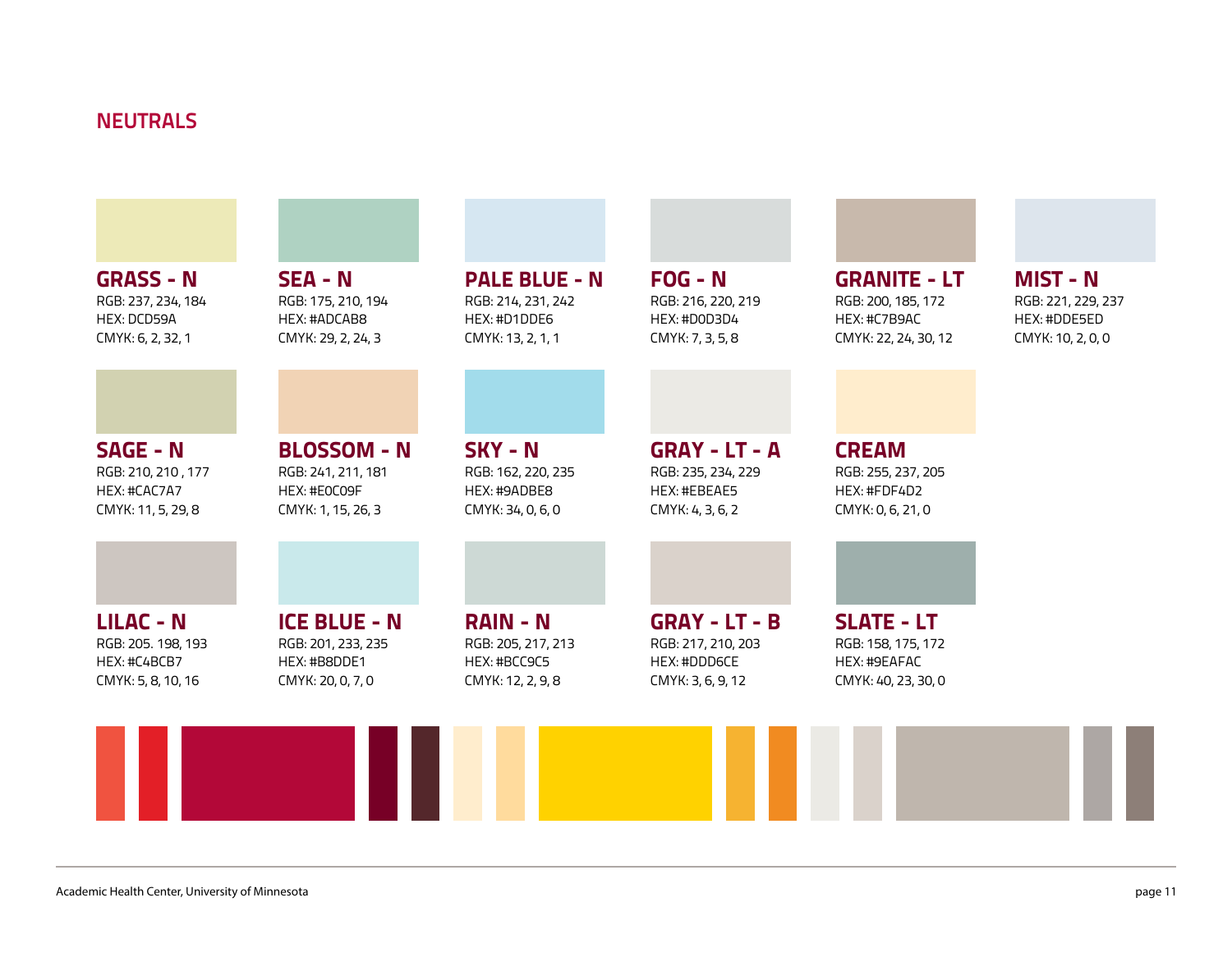## NEUTRALS

**GRASS - N**
RGB: 237, 234, 184
HEX: DCD59A
CMYK: 6, 2, 32, 1

**SEA - N**
RGB: 175, 210, 194
HEX: #ADCAB8
CMYK: 29, 2, 24, 3

**PALE BLUE - N**
RGB: 214, 231, 242
HEX: #D1DDE6
CMYK: 13, 2, 1, 1

**FOG - N**
RGB: 216, 220, 219
HEX: #D0D3D4
CMYK: 7, 3, 5, 8

**GRANITE - LT**
RGB: 200, 185, 172
HEX: #C7B9AC
CMYK: 22, 24, 30, 12

**MIST - N**
RGB: 221, 229, 237
HEX: #DDE5ED
CMYK: 10, 2, 0, 0

**SAGE - N**
RGB: 210, 210 , 177
HEX: #CAC7A7
CMYK: 11, 5, 29, 8

**BLOSSOM - N**
RGB: 241, 211, 181
HEX: #E0C09F
CMYK: 1, 15, 26, 3

**SKY - N**
RGB: 162, 220, 235
HEX: #9ADBE8
CMYK: 34, 0, 6, 0

**GRAY - LT - A**
RGB: 235, 234, 229
HEX: #EBEAE5
CMYK: 4, 3, 6, 2

**CREAM**
RGB: 255, 237, 205
HEX: #FDF4D2
CMYK: 0, 6, 21, 0

**LILAC - N**
RGB: 205. 198, 193
HEX: #C4BCB7
CMYK: 5, 8, 10, 16

**ICE BLUE - N**
RGB: 201, 233, 235
HEX: #B8DDE1
CMYK: 20, 0, 7, 0

**RAIN - N**
RGB: 205, 217, 213
HEX: #BCC9C5
CMYK: 12, 2, 9, 8

**GRAY - LT - B**
RGB: 217, 210, 203
HEX: #DDD6CE
CMYK: 3, 6, 9, 12

**SLATE - LT**
RGB: 158, 175, 172
HEX: #9EAFAC
CMYK: 40, 23, 30, 0

Academic Health Center, University of Minnesota